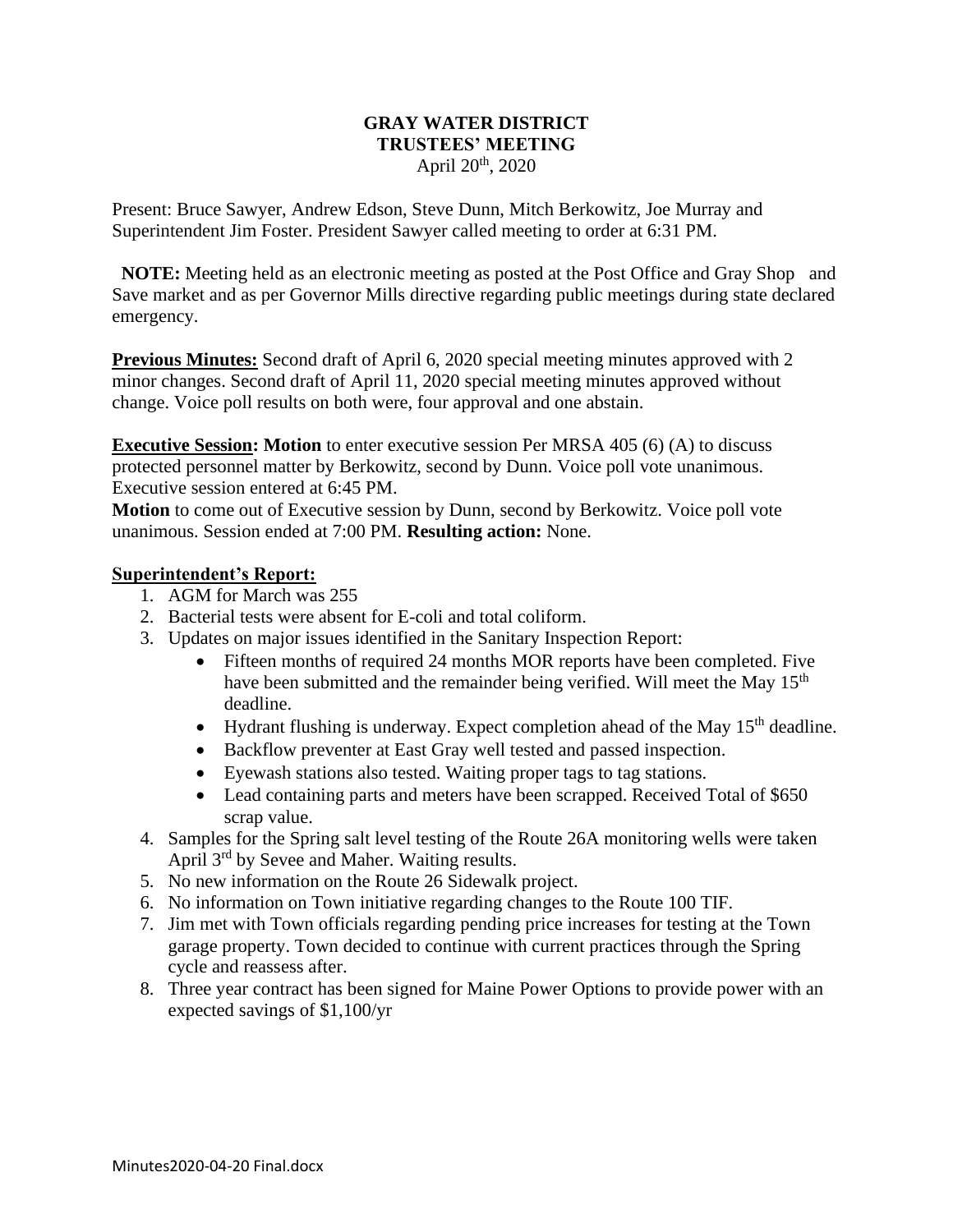**GRAY WATER DISTRICT**
**TRUSTEES' MEETING**
April 20th, 2020

Present: Bruce Sawyer, Andrew Edson, Steve Dunn, Mitch Berkowitz, Joe Murray and Superintendent Jim Foster. President Sawyer called meeting to order at 6:31 PM.

**NOTE:** Meeting held as an electronic meeting as posted at the Post Office and Gray Shop and Save market and as per Governor Mills directive regarding public meetings during state declared emergency.

**Previous Minutes:** Second draft of April 6, 2020 special meeting minutes approved with 2 minor changes. Second draft of April 11, 2020 special meeting minutes approved without change. Voice poll results on both were, four approval and one abstain.

**Executive Session: Motion** to enter executive session Per MRSA 405 (6) (A) to discuss protected personnel matter by Berkowitz, second by Dunn. Voice poll vote unanimous. Executive session entered at 6:45 PM.

**Motion** to come out of Executive session by Dunn, second by Berkowitz. Voice poll vote unanimous. Session ended at 7:00 PM. **Resulting action:** None.

**Superintendent's Report:**

1. AGM for March was 255
2. Bacterial tests were absent for E-coli and total coliform.
3. Updates on major issues identified in the Sanitary Inspection Report:
   - Fifteen months of required 24 months MOR reports have been completed. Five have been submitted and the remainder being verified. Will meet the May 15th deadline.
   - Hydrant flushing is underway. Expect completion ahead of the May 15th deadline.
   - Backflow preventer at East Gray well tested and passed inspection.
   - Eyewash stations also tested. Waiting proper tags to tag stations.
   - Lead containing parts and meters have been scrapped. Received Total of $650 scrap value.
4. Samples for the Spring salt level testing of the Route 26A monitoring wells were taken April 3rd by Sevee and Maher. Waiting results.
5. No new information on the Route 26 Sidewalk project.
6. No information on Town initiative regarding changes to the Route 100 TIF.
7. Jim met with Town officials regarding pending price increases for testing at the Town garage property. Town decided to continue with current practices through the Spring cycle and reassess after.
8. Three year contract has been signed for Maine Power Options to provide power with an expected savings of $1,100/yr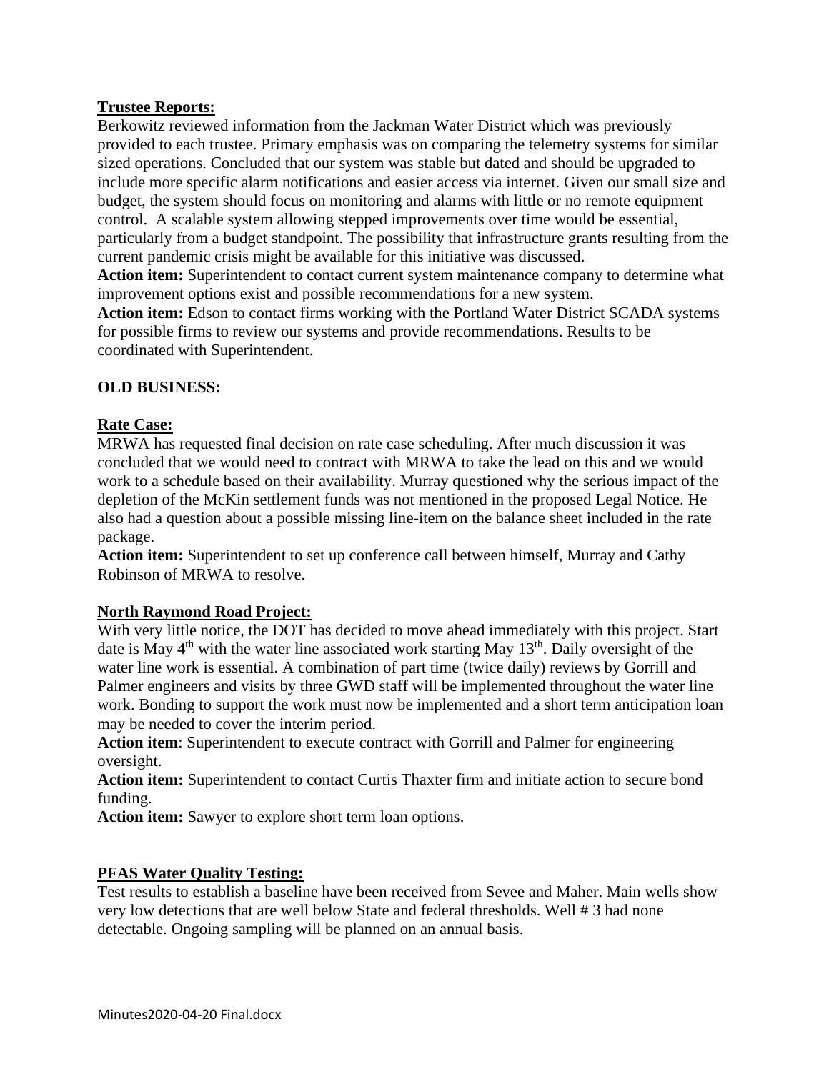**Trustee Reports:**

Berkowitz reviewed information from the Jackman Water District which was previously provided to each trustee. Primary emphasis was on comparing the telemetry systems for similar sized operations. Concluded that our system was stable but dated and should be upgraded to include more specific alarm notifications and easier access via internet. Given our small size and budget, the system should focus on monitoring and alarms with little or no remote equipment control. A scalable system allowing stepped improvements over time would be essential, particularly from a budget standpoint. The possibility that infrastructure grants resulting from the current pandemic crisis might be available for this initiative was discussed.

**Action item:** Superintendent to contact current system maintenance company to determine what improvement options exist and possible recommendations for a new system.

**Action item:** Edson to contact firms working with the Portland Water District SCADA systems for possible firms to review our systems and provide recommendations. Results to be coordinated with Superintendent.

**OLD BUSINESS:**

**Rate Case:**

MRWA has requested final decision on rate case scheduling. After much discussion it was concluded that we would need to contract with MRWA to take the lead on this and we would work to a schedule based on their availability. Murray questioned why the serious impact of the depletion of the McKin settlement funds was not mentioned in the proposed Legal Notice. He also had a question about a possible missing line-item on the balance sheet included in the rate package.

**Action item:** Superintendent to set up conference call between himself, Murray and Cathy Robinson of MRWA to resolve.

**North Raymond Road Project:**

With very little notice, the DOT has decided to move ahead immediately with this project. Start date is May 4th with the water line associated work starting May 13th. Daily oversight of the water line work is essential. A combination of part time (twice daily) reviews by Gorrill and Palmer engineers and visits by three GWD staff will be implemented throughout the water line work. Bonding to support the work must now be implemented and a short term anticipation loan may be needed to cover the interim period.

**Action item**: Superintendent to execute contract with Gorrill and Palmer for engineering oversight.

**Action item:** Superintendent to contact Curtis Thaxter firm and initiate action to secure bond funding.

**Action item:** Sawyer to explore short term loan options.

**PFAS Water Quality Testing:**

Test results to establish a baseline have been received from Sevee and Maher. Main wells show very low detections that are well below State and federal thresholds. Well # 3 had none detectable. Ongoing sampling will be planned on an annual basis.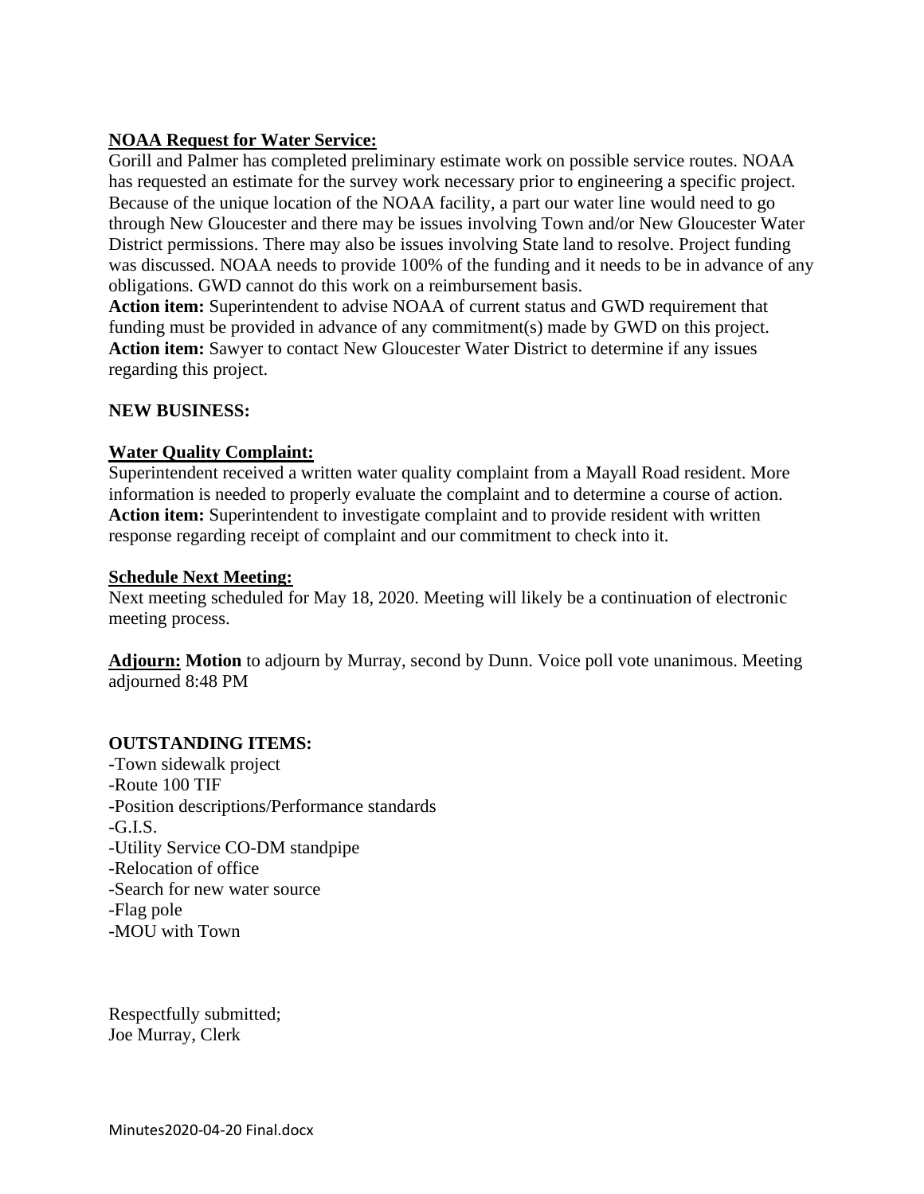**NOAA Request for Water Service:**

Gorill and Palmer has completed preliminary estimate work on possible service routes. NOAA has requested an estimate for the survey work necessary prior to engineering a specific project. Because of the unique location of the NOAA facility, a part our water line would need to go through New Gloucester and there may be issues involving Town and/or New Gloucester Water District permissions. There may also be issues involving State land to resolve. Project funding was discussed. NOAA needs to provide 100% of the funding and it needs to be in advance of any obligations. GWD cannot do this work on a reimbursement basis.

**Action item:** Superintendent to advise NOAA of current status and GWD requirement that funding must be provided in advance of any commitment(s) made by GWD on this project.

**Action item:** Sawyer to contact New Gloucester Water District to determine if any issues regarding this project.

**NEW BUSINESS:**

**Water Quality Complaint:**

Superintendent received a written water quality complaint from a Mayall Road resident. More information is needed to properly evaluate the complaint and to determine a course of action.

**Action item:** Superintendent to investigate complaint and to provide resident with written response regarding receipt of complaint and our commitment to check into it.

**Schedule Next Meeting:**

Next meeting scheduled for May 18, 2020. Meeting will likely be a continuation of electronic meeting process.

**Adjourn: Motion** to adjourn by Murray, second by Dunn. Voice poll vote unanimous. Meeting adjourned 8:48 PM

**OUTSTANDING ITEMS:**

-Town sidewalk project
-Route 100 TIF
-Position descriptions/Performance standards
-G.I.S.
-Utility Service CO-DM standpipe
-Relocation of office
-Search for new water source
-Flag pole
-MOU with Town

Respectfully submitted;
Joe Murray, Clerk